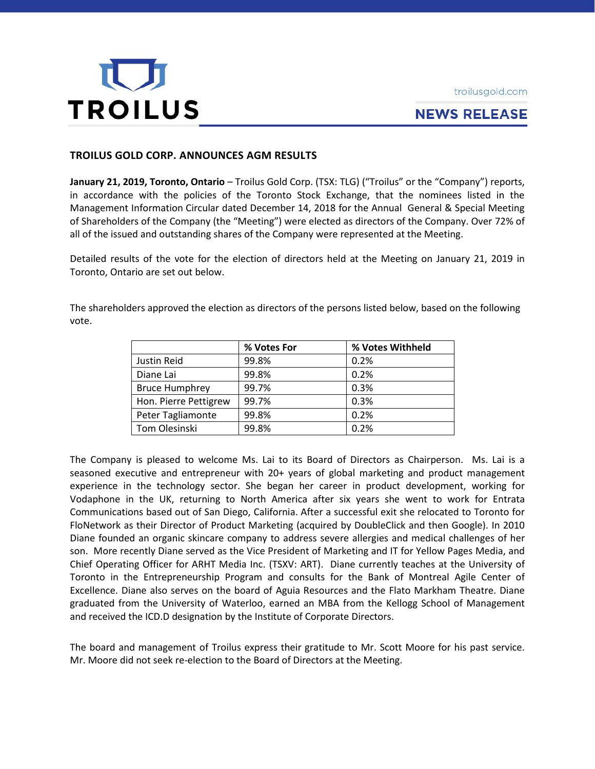# TROILUS GOLD CORP. ANNOUNCES AGM RESULTS

**January 21, 2019, Toronto, Ontario** – Troilus Gold Corp. (TSX: TLG) ("Troilus" or the "Company") reports, in accordance with the policies of the Toronto Stock Exchange, that the nominees listed in the Management Information Circular dated December 14, 2018 for the Annual General & Special Meeting of Shareholders of the Company (the "Meeting") were elected as directors of the Company. Over 72% of all of the issued and outstanding shares of the Company were represented at the Meeting.

Detailed results of the vote for the election of directors held at the Meeting on January 21, 2019 in Toronto, Ontario are set out below.

The shareholders approved the election as directors of the persons listed below, based on the following vote.

| | % Votes For | % Votes Withheld |
|---|---|---|
| Justin Reid | 99.8% | 0.2% |
| Diane Lai | 99.8% | 0.2% |
| Bruce Humphrey | 99.7% | 0.3% |
| Hon. Pierre Pettigrew | 99.7% | 0.3% |
| Peter Tagliamonte | 99.8% | 0.2% |
| Tom Olesinski | 99.8% | 0.2% |

The Company is pleased to welcome Ms. Lai to its Board of Directors as Chairperson. Ms. Lai is a seasoned executive and entrepreneur with 20+ years of global marketing and product management experience in the technology sector. She began her career in product development, working for Vodaphone in the UK, returning to North America after six years she went to work for Entrata Communications based out of San Diego, California. After a successful exit she relocated to Toronto for FloNetwork as their Director of Product Marketing (acquired by DoubleClick and then Google). In 2010 Diane founded an organic skincare company to address severe allergies and medical challenges of her son. More recently Diane served as the Vice President of Marketing and IT for Yellow Pages Media, and Chief Operating Officer for ARHT Media Inc. (TSXV: ART). Diane currently teaches at the University of Toronto in the Entrepreneurship Program and consults for the Bank of Montreal Agile Center of Excellence. Diane also serves on the board of Aguia Resources and the Flato Markham Theatre. Diane graduated from the University of Waterloo, earned an MBA from the Kellogg School of Management and received the ICD.D designation by the Institute of Corporate Directors.

The board and management of Troilus express their gratitude to Mr. Scott Moore for his past service. Mr. Moore did not seek re-election to the Board of Directors at the Meeting.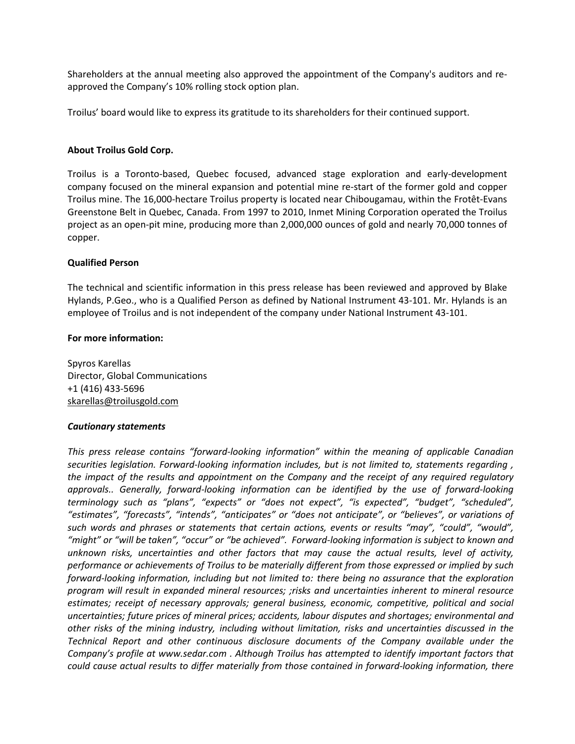Shareholders at the annual meeting also approved the appointment of the Company's auditors and re-approved the Company's 10% rolling stock option plan.

Troilus' board would like to express its gratitude to its shareholders for their continued support.

**About Troilus Gold Corp.**

Troilus is a Toronto-based, Quebec focused, advanced stage exploration and early-development company focused on the mineral expansion and potential mine re-start of the former gold and copper Troilus mine. The 16,000-hectare Troilus property is located near Chibougamau, within the Frotêt-Evans Greenstone Belt in Quebec, Canada. From 1997 to 2010, Inmet Mining Corporation operated the Troilus project as an open-pit mine, producing more than 2,000,000 ounces of gold and nearly 70,000 tonnes of copper.

**Qualified Person**

The technical and scientific information in this press release has been reviewed and approved by Blake Hylands, P.Geo., who is a Qualified Person as defined by National Instrument 43-101. Mr. Hylands is an employee of Troilus and is not independent of the company under National Instrument 43-101.

**For more information:**

Spyros Karellas  
Director, Global Communications  
+1 (416) 433-5696  
skarellas@troilusgold.com

***Cautionary statements***

*This press release contains "forward-looking information" within the meaning of applicable Canadian securities legislation. Forward-looking information includes, but is not limited to, statements regarding , the impact of the results and appointment on the Company and the receipt of any required regulatory approvals.. Generally, forward-looking information can be identified by the use of forward-looking terminology such as "plans", "expects" or "does not expect", "is expected", "budget", "scheduled", "estimates", "forecasts", "intends", "anticipates" or "does not anticipate", or "believes", or variations of such words and phrases or statements that certain actions, events or results "may", "could", "would", "might" or "will be taken", "occur" or "be achieved". Forward-looking information is subject to known and unknown risks, uncertainties and other factors that may cause the actual results, level of activity, performance or achievements of Troilus to be materially different from those expressed or implied by such forward-looking information, including but not limited to: there being no assurance that the exploration program will result in expanded mineral resources; ;risks and uncertainties inherent to mineral resource estimates; receipt of necessary approvals; general business, economic, competitive, political and social uncertainties; future prices of mineral prices; accidents, labour disputes and shortages; environmental and other risks of the mining industry, including without limitation, risks and uncertainties discussed in the Technical Report and other continuous disclosure documents of the Company available under the Company's profile at www.sedar.com . Although Troilus has attempted to identify important factors that could cause actual results to differ materially from those contained in forward-looking information, there*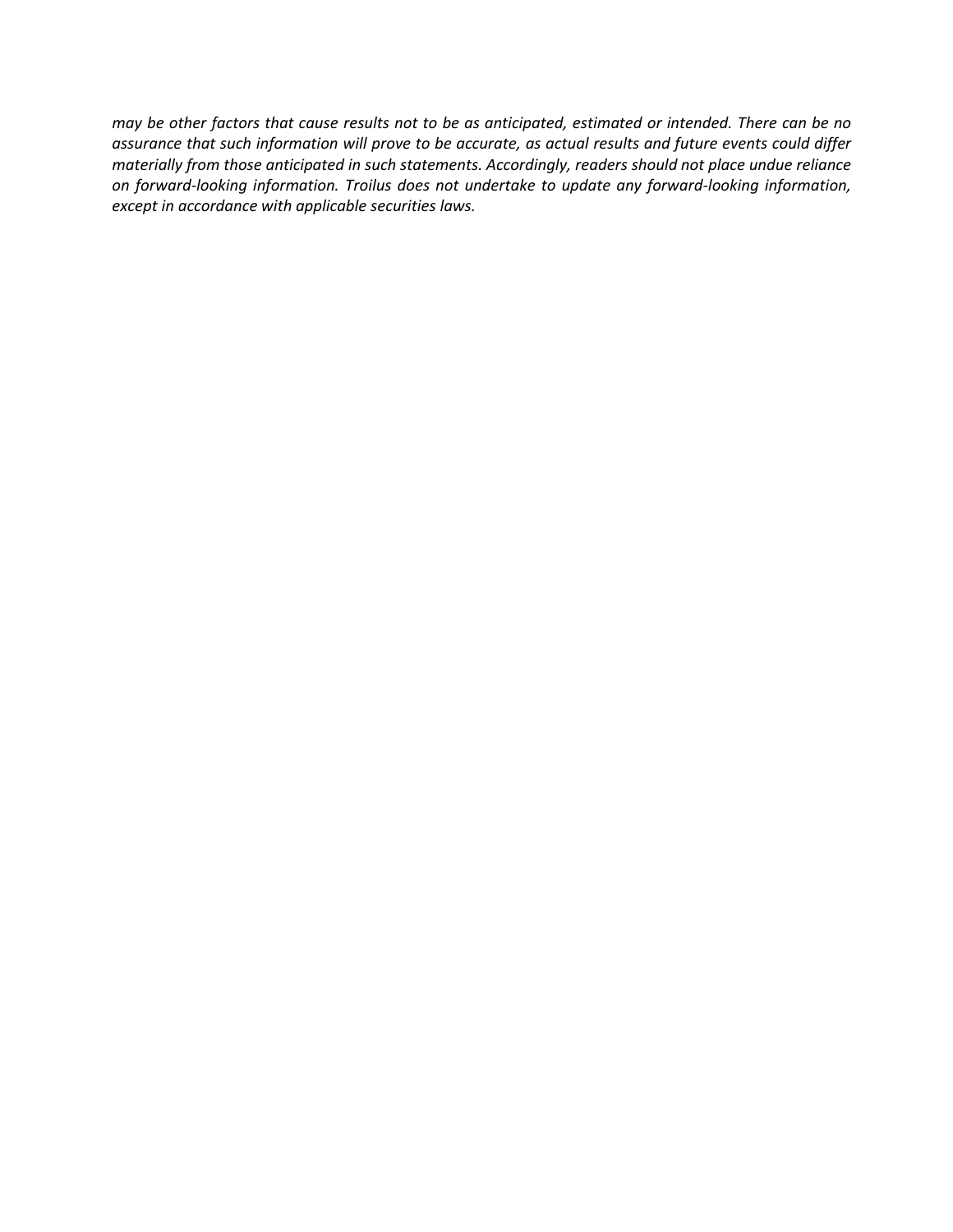*may be other factors that cause results not to be as anticipated, estimated or intended. There can be no assurance that such information will prove to be accurate, as actual results and future events could differ materially from those anticipated in such statements. Accordingly, readers should not place undue reliance on forward-looking information. Troilus does not undertake to update any forward-looking information, except in accordance with applicable securities laws.*